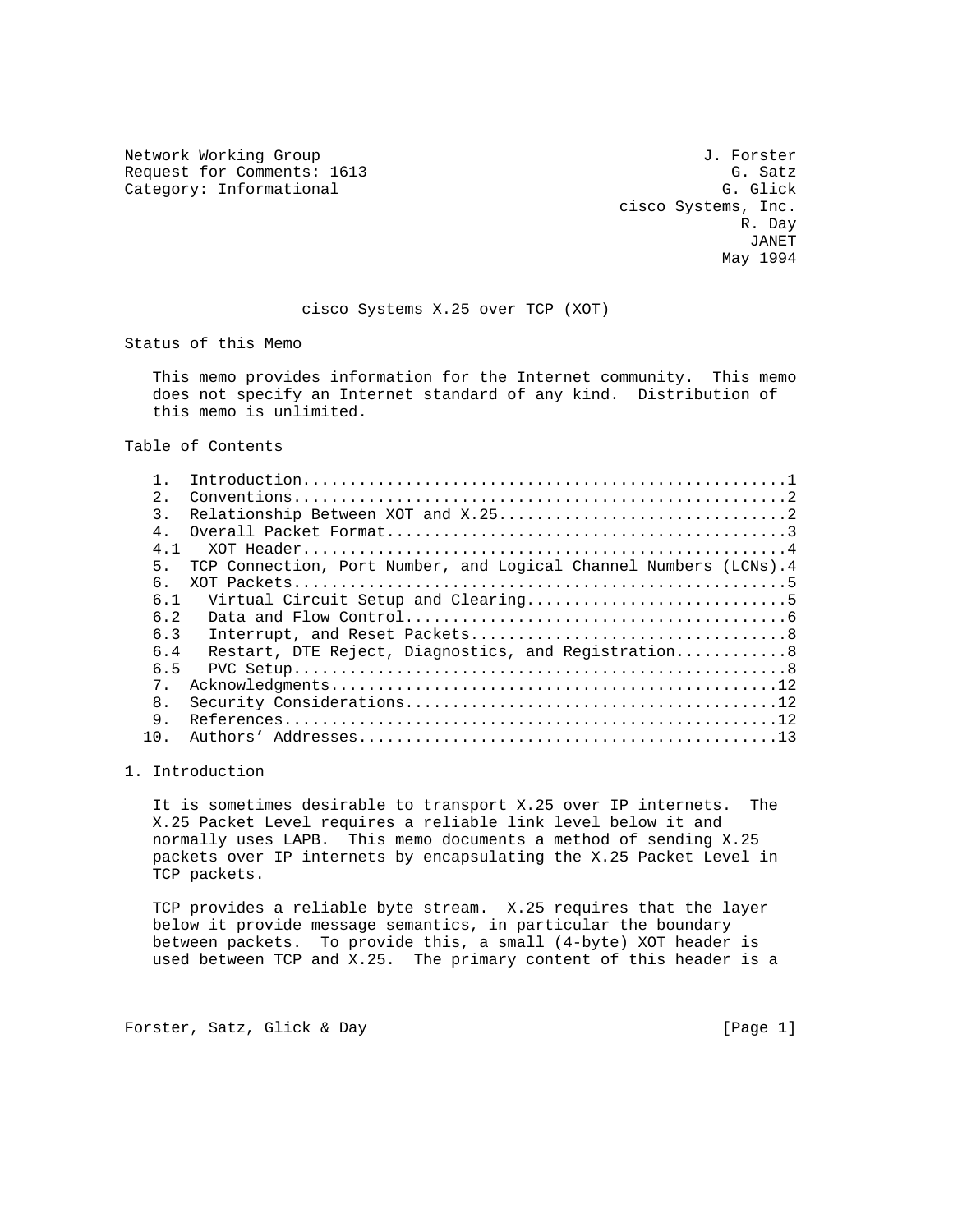Network Working Group — J. Forster
Request for Comments: 1613 — G. Satz
Category: Informational — G. Glick
cisco Systems, Inc.
R. Day
JANET
May 1994

# cisco Systems X.25 over TCP (XOT)

## Status of this Memo

This memo provides information for the Internet community. This memo does not specify an Internet standard of any kind. Distribution of this memo is unlimited.

## Table of Contents

```
   1.  Introduction...................................................1
   2.  Conventions....................................................2
   3.  Relationship Between XOT and X.25..............................2
   4.  Overall Packet Format..........................................3
   4.1   XOT Header...................................................4
   5.  TCP Connection, Port Number, and Logical Channel Numbers (LCNs).4
   6.  XOT Packets....................................................5
   6.1   Virtual Circuit Setup and Clearing...........................5
   6.2   Data and Flow Control........................................6
   6.3   Interrupt, and Reset Packets.................................8
   6.4   Restart, DTE Reject, Diagnostics, and Registration...........8
   6.5   PVC Setup....................................................8
   7.  Acknowledgments...............................................12
   8.  Security Considerations.......................................12
   9.  References....................................................12
  10.  Authors' Addresses............................................13
```

## 1. Introduction

It is sometimes desirable to transport X.25 over IP internets. The X.25 Packet Level requires a reliable link level below it and normally uses LAPB. This memo documents a method of sending X.25 packets over IP internets by encapsulating the X.25 Packet Level in TCP packets.

TCP provides a reliable byte stream. X.25 requires that the layer below it provide message semantics, in particular the boundary between packets. To provide this, a small (4-byte) XOT header is used between TCP and X.25. The primary content of this header is a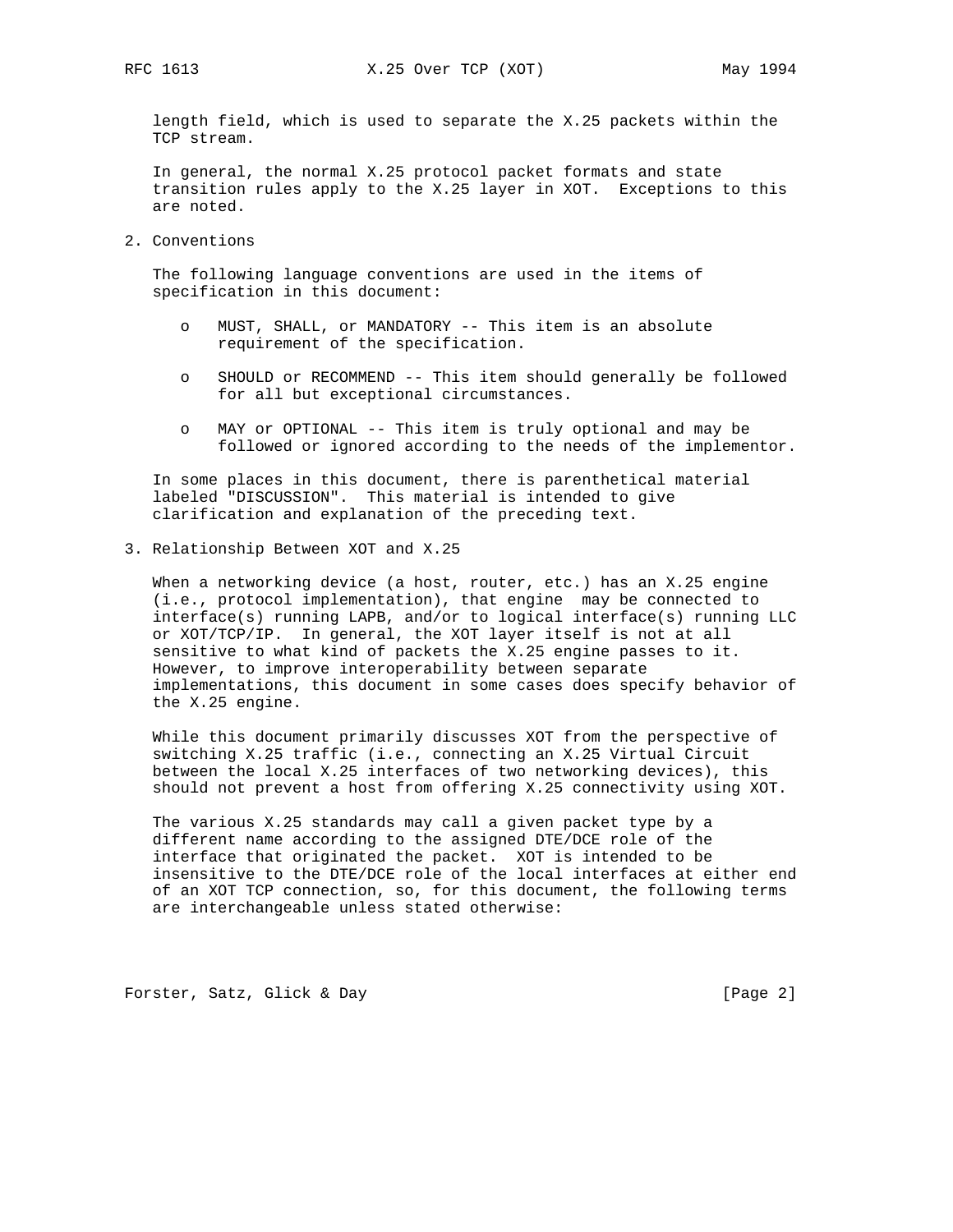length field, which is used to separate the X.25 packets within the TCP stream.

In general, the normal X.25 protocol packet formats and state transition rules apply to the X.25 layer in XOT. Exceptions to this are noted.

## 2. Conventions

The following language conventions are used in the items of specification in this document:

- MUST, SHALL, or MANDATORY -- This item is an absolute requirement of the specification.
- SHOULD or RECOMMEND -- This item should generally be followed for all but exceptional circumstances.
- MAY or OPTIONAL -- This item is truly optional and may be followed or ignored according to the needs of the implementor.

In some places in this document, there is parenthetical material labeled "DISCUSSION". This material is intended to give clarification and explanation of the preceding text.

## 3. Relationship Between XOT and X.25

When a networking device (a host, router, etc.) has an X.25 engine (i.e., protocol implementation), that engine may be connected to interface(s) running LAPB, and/or to logical interface(s) running LLC or XOT/TCP/IP. In general, the XOT layer itself is not at all sensitive to what kind of packets the X.25 engine passes to it. However, to improve interoperability between separate implementations, this document in some cases does specify behavior of the X.25 engine.

While this document primarily discusses XOT from the perspective of switching X.25 traffic (i.e., connecting an X.25 Virtual Circuit between the local X.25 interfaces of two networking devices), this should not prevent a host from offering X.25 connectivity using XOT.

The various X.25 standards may call a given packet type by a different name according to the assigned DTE/DCE role of the interface that originated the packet. XOT is intended to be insensitive to the DTE/DCE role of the local interfaces at either end of an XOT TCP connection, so, for this document, the following terms are interchangeable unless stated otherwise: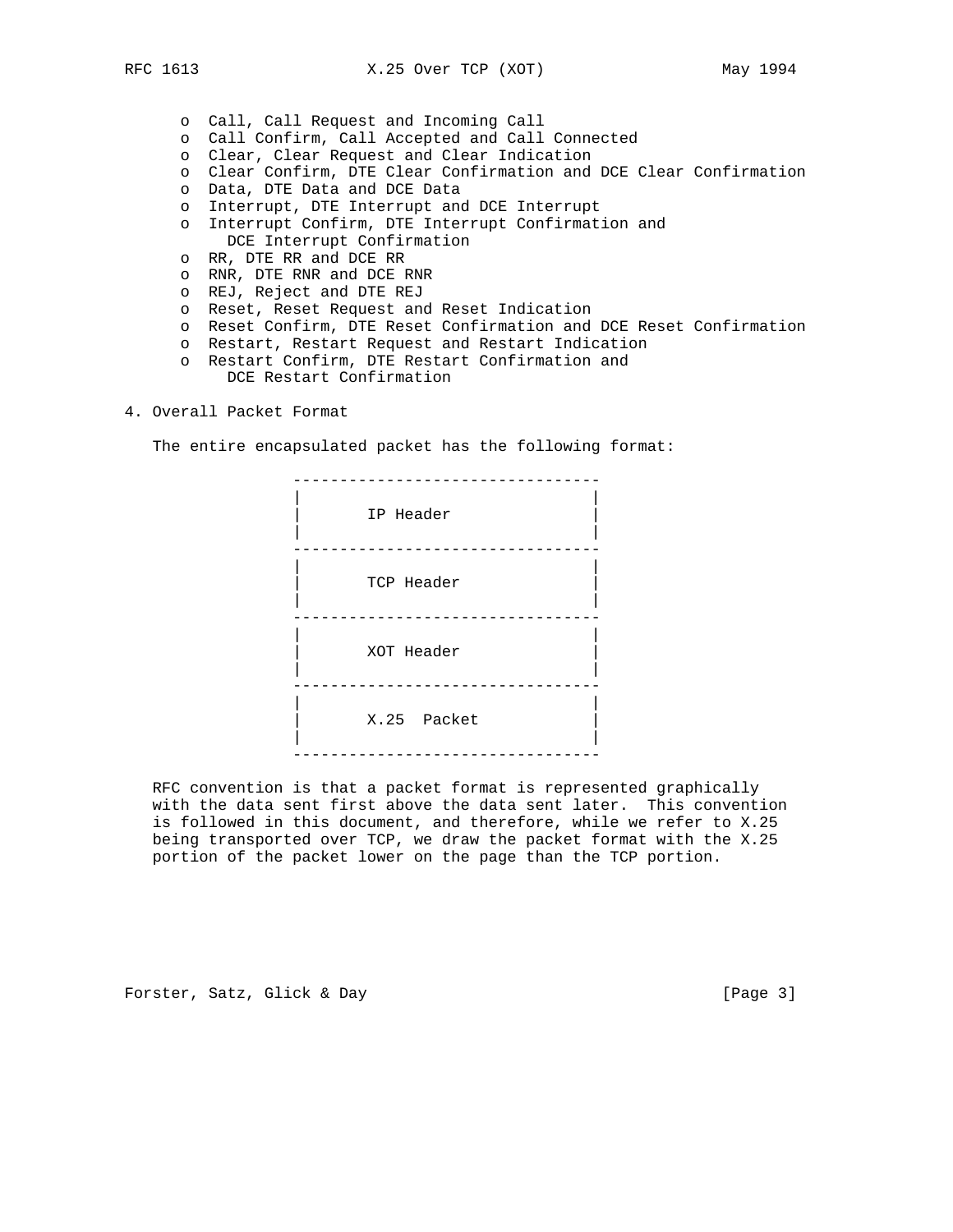- Call, Call Request and Incoming Call
- Call Confirm, Call Accepted and Call Connected
- Clear, Clear Request and Clear Indication
- Clear Confirm, DTE Clear Confirmation and DCE Clear Confirmation
- Data, DTE Data and DCE Data
- Interrupt, DTE Interrupt and DCE Interrupt
- Interrupt Confirm, DTE Interrupt Confirmation and DCE Interrupt Confirmation
- RR, DTE RR and DCE RR
- RNR, DTE RNR and DCE RNR
- REJ, Reject and DTE REJ
- Reset, Reset Request and Reset Indication
- Reset Confirm, DTE Reset Confirmation and DCE Reset Confirmation
- Restart, Restart Request and Restart Indication
- Restart Confirm, DTE Restart Confirmation and DCE Restart Confirmation

## 4. Overall Packet Format

The entire encapsulated packet has the following format:

```
---------------------------------
|                               |
|       IP Header               |
|                               |
---------------------------------
|                               |
|       TCP Header              |
|                               |
---------------------------------
|                               |
|       XOT Header              |
|                               |
---------------------------------
|                               |
|       X.25  Packet            |
|                               |
---------------------------------
```

RFC convention is that a packet format is represented graphically with the data sent first above the data sent later. This convention is followed in this document, and therefore, while we refer to X.25 being transported over TCP, we draw the packet format with the X.25 portion of the packet lower on the page than the TCP portion.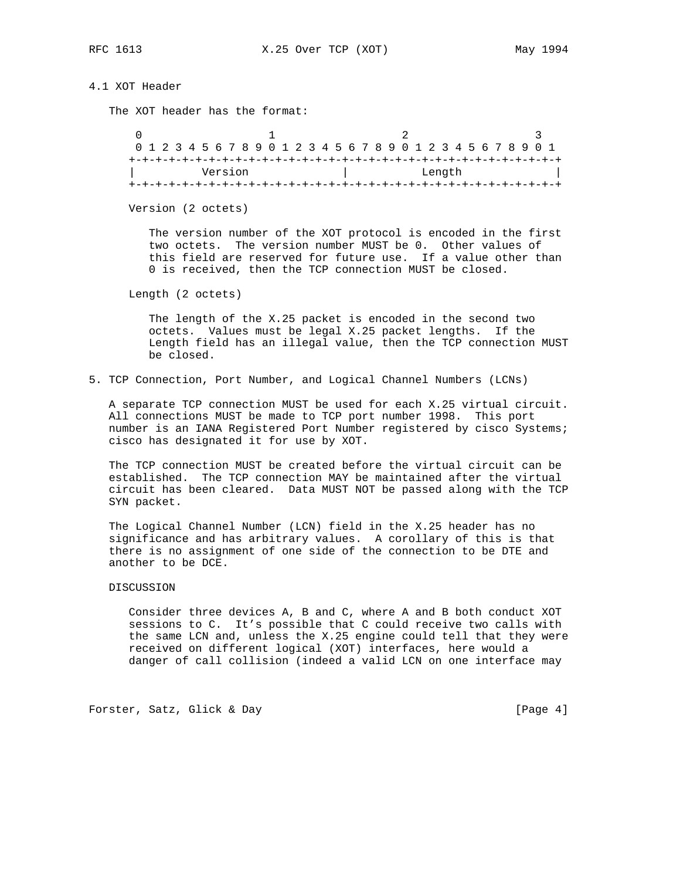### 4.1 XOT Header

The XOT header has the format:

```
 0                   1                   2                   3
 0 1 2 3 4 5 6 7 8 9 0 1 2 3 4 5 6 7 8 9 0 1 2 3 4 5 6 7 8 9 0 1
+-+-+-+-+-+-+-+-+-+-+-+-+-+-+-+-+-+-+-+-+-+-+-+-+-+-+-+-+-+-+-+-+
|          Version              |           Length              |
+-+-+-+-+-+-+-+-+-+-+-+-+-+-+-+-+-+-+-+-+-+-+-+-+-+-+-+-+-+-+-+-+
```

Version (2 octets)

The version number of the XOT protocol is encoded in the first two octets. The version number MUST be 0. Other values of this field are reserved for future use. If a value other than 0 is received, then the TCP connection MUST be closed.

Length (2 octets)

The length of the X.25 packet is encoded in the second two octets. Values must be legal X.25 packet lengths. If the Length field has an illegal value, then the TCP connection MUST be closed.

## 5. TCP Connection, Port Number, and Logical Channel Numbers (LCNs)

A separate TCP connection MUST be used for each X.25 virtual circuit. All connections MUST be made to TCP port number 1998. This port number is an IANA Registered Port Number registered by cisco Systems; cisco has designated it for use by XOT.

The TCP connection MUST be created before the virtual circuit can be established. The TCP connection MAY be maintained after the virtual circuit has been cleared. Data MUST NOT be passed along with the TCP SYN packet.

The Logical Channel Number (LCN) field in the X.25 header has no significance and has arbitrary values. A corollary of this is that there is no assignment of one side of the connection to be DTE and another to be DCE.

DISCUSSION

Consider three devices A, B and C, where A and B both conduct XOT sessions to C. It's possible that C could receive two calls with the same LCN and, unless the X.25 engine could tell that they were received on different logical (XOT) interfaces, here would a danger of call collision (indeed a valid LCN on one interface may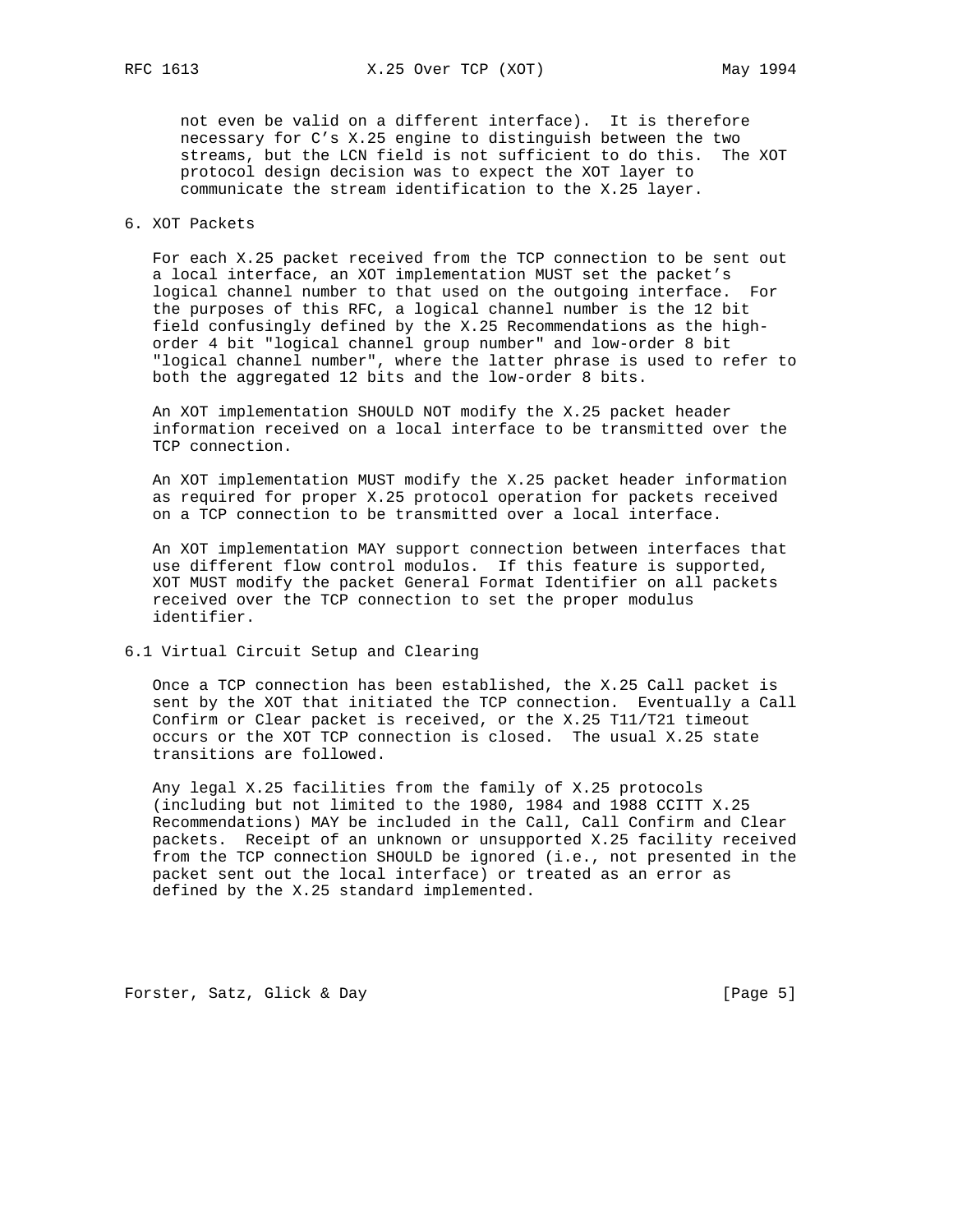not even be valid on a different interface). It is therefore necessary for C's X.25 engine to distinguish between the two streams, but the LCN field is not sufficient to do this. The XOT protocol design decision was to expect the XOT layer to communicate the stream identification to the X.25 layer.

## 6. XOT Packets

For each X.25 packet received from the TCP connection to be sent out a local interface, an XOT implementation MUST set the packet's logical channel number to that used on the outgoing interface. For the purposes of this RFC, a logical channel number is the 12 bit field confusingly defined by the X.25 Recommendations as the high-order 4 bit "logical channel group number" and low-order 8 bit "logical channel number", where the latter phrase is used to refer to both the aggregated 12 bits and the low-order 8 bits.

An XOT implementation SHOULD NOT modify the X.25 packet header information received on a local interface to be transmitted over the TCP connection.

An XOT implementation MUST modify the X.25 packet header information as required for proper X.25 protocol operation for packets received on a TCP connection to be transmitted over a local interface.

An XOT implementation MAY support connection between interfaces that use different flow control modulos. If this feature is supported, XOT MUST modify the packet General Format Identifier on all packets received over the TCP connection to set the proper modulus identifier.

### 6.1 Virtual Circuit Setup and Clearing

Once a TCP connection has been established, the X.25 Call packet is sent by the XOT that initiated the TCP connection. Eventually a Call Confirm or Clear packet is received, or the X.25 T11/T21 timeout occurs or the XOT TCP connection is closed. The usual X.25 state transitions are followed.

Any legal X.25 facilities from the family of X.25 protocols (including but not limited to the 1980, 1984 and 1988 CCITT X.25 Recommendations) MAY be included in the Call, Call Confirm and Clear packets. Receipt of an unknown or unsupported X.25 facility received from the TCP connection SHOULD be ignored (i.e., not presented in the packet sent out the local interface) or treated as an error as defined by the X.25 standard implemented.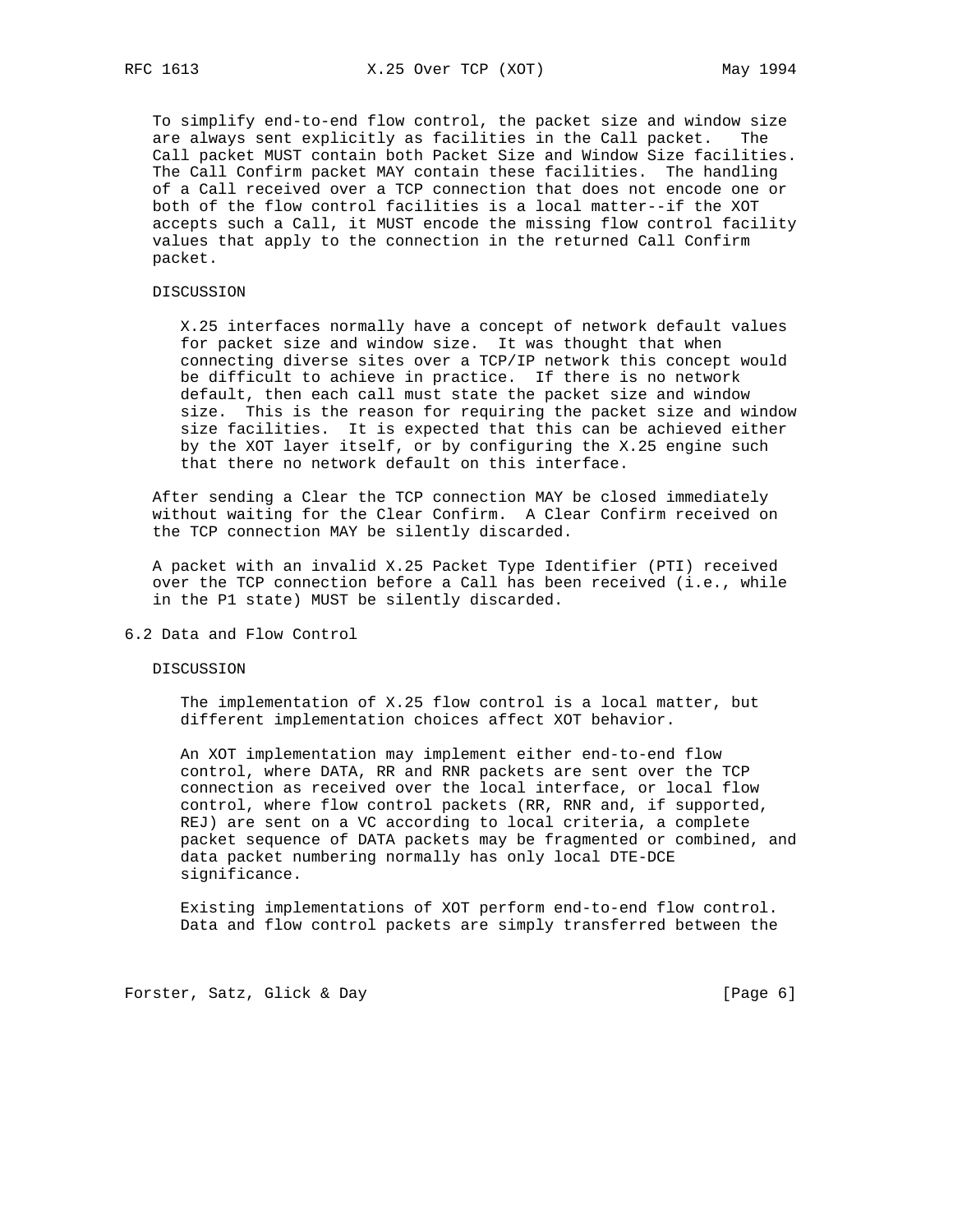To simplify end-to-end flow control, the packet size and window size are always sent explicitly as facilities in the Call packet. The Call packet MUST contain both Packet Size and Window Size facilities. The Call Confirm packet MAY contain these facilities. The handling of a Call received over a TCP connection that does not encode one or both of the flow control facilities is a local matter--if the XOT accepts such a Call, it MUST encode the missing flow control facility values that apply to the connection in the returned Call Confirm packet.

DISCUSSION

X.25 interfaces normally have a concept of network default values for packet size and window size. It was thought that when connecting diverse sites over a TCP/IP network this concept would be difficult to achieve in practice. If there is no network default, then each call must state the packet size and window size. This is the reason for requiring the packet size and window size facilities. It is expected that this can be achieved either by the XOT layer itself, or by configuring the X.25 engine such that there no network default on this interface.

After sending a Clear the TCP connection MAY be closed immediately without waiting for the Clear Confirm. A Clear Confirm received on the TCP connection MAY be silently discarded.

A packet with an invalid X.25 Packet Type Identifier (PTI) received over the TCP connection before a Call has been received (i.e., while in the P1 state) MUST be silently discarded.

## 6.2 Data and Flow Control

DISCUSSION

The implementation of X.25 flow control is a local matter, but different implementation choices affect XOT behavior.

An XOT implementation may implement either end-to-end flow control, where DATA, RR and RNR packets are sent over the TCP connection as received over the local interface, or local flow control, where flow control packets (RR, RNR and, if supported, REJ) are sent on a VC according to local criteria, a complete packet sequence of DATA packets may be fragmented or combined, and data packet numbering normally has only local DTE-DCE significance.

Existing implementations of XOT perform end-to-end flow control. Data and flow control packets are simply transferred between the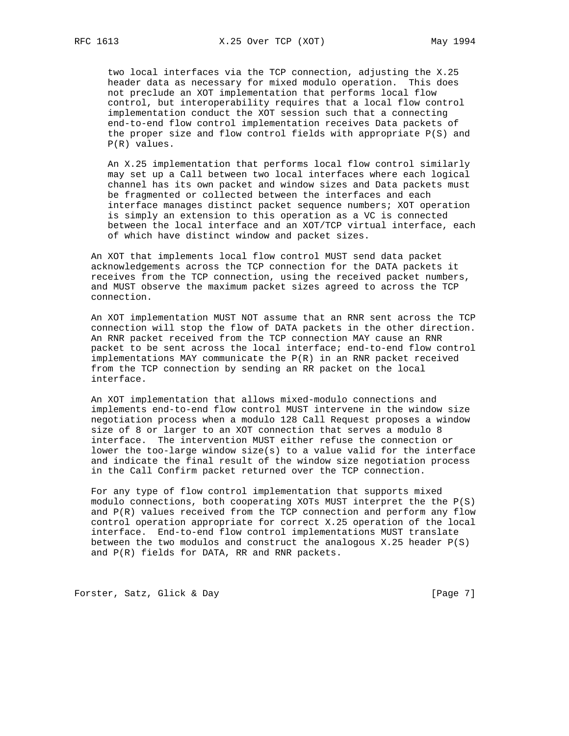two local interfaces via the TCP connection, adjusting the X.25 header data as necessary for mixed modulo operation. This does not preclude an XOT implementation that performs local flow control, but interoperability requires that a local flow control implementation conduct the XOT session such that a connecting end-to-end flow control implementation receives Data packets of the proper size and flow control fields with appropriate P(S) and P(R) values.

An X.25 implementation that performs local flow control similarly may set up a Call between two local interfaces where each logical channel has its own packet and window sizes and Data packets must be fragmented or collected between the interfaces and each interface manages distinct packet sequence numbers; XOT operation is simply an extension to this operation as a VC is connected between the local interface and an XOT/TCP virtual interface, each of which have distinct window and packet sizes.

An XOT that implements local flow control MUST send data packet acknowledgements across the TCP connection for the DATA packets it receives from the TCP connection, using the received packet numbers, and MUST observe the maximum packet sizes agreed to across the TCP connection.

An XOT implementation MUST NOT assume that an RNR sent across the TCP connection will stop the flow of DATA packets in the other direction. An RNR packet received from the TCP connection MAY cause an RNR packet to be sent across the local interface; end-to-end flow control implementations MAY communicate the P(R) in an RNR packet received from the TCP connection by sending an RR packet on the local interface.

An XOT implementation that allows mixed-modulo connections and implements end-to-end flow control MUST intervene in the window size negotiation process when a modulo 128 Call Request proposes a window size of 8 or larger to an XOT connection that serves a modulo 8 interface. The intervention MUST either refuse the connection or lower the too-large window size(s) to a value valid for the interface and indicate the final result of the window size negotiation process in the Call Confirm packet returned over the TCP connection.

For any type of flow control implementation that supports mixed modulo connections, both cooperating XOTs MUST interpret the the P(S) and P(R) values received from the TCP connection and perform any flow control operation appropriate for correct X.25 operation of the local interface. End-to-end flow control implementations MUST translate between the two modulos and construct the analogous X.25 header P(S) and P(R) fields for DATA, RR and RNR packets.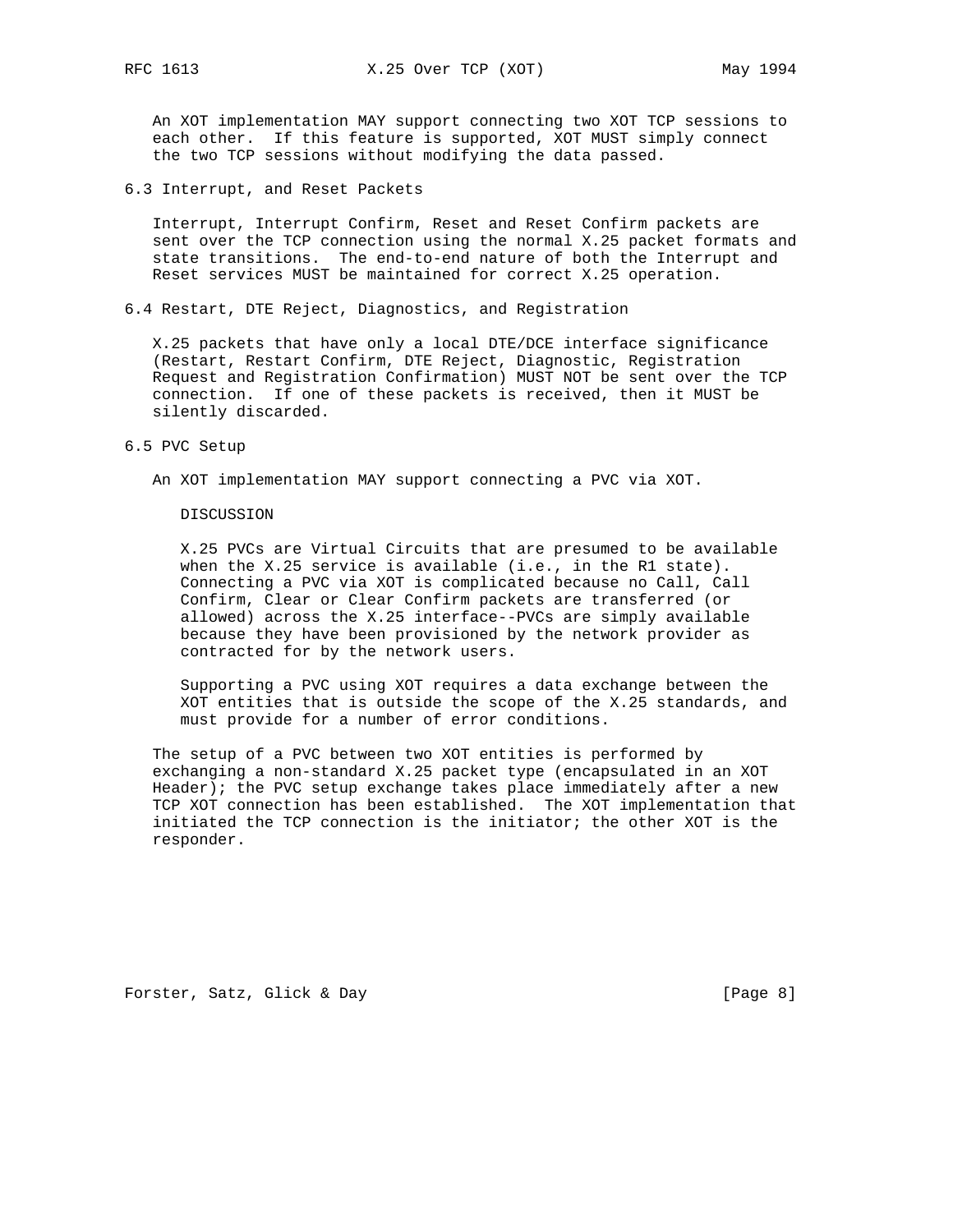An XOT implementation MAY support connecting two XOT TCP sessions to each other. If this feature is supported, XOT MUST simply connect the two TCP sessions without modifying the data passed.

## 6.3 Interrupt, and Reset Packets

Interrupt, Interrupt Confirm, Reset and Reset Confirm packets are sent over the TCP connection using the normal X.25 packet formats and state transitions. The end-to-end nature of both the Interrupt and Reset services MUST be maintained for correct X.25 operation.

## 6.4 Restart, DTE Reject, Diagnostics, and Registration

X.25 packets that have only a local DTE/DCE interface significance (Restart, Restart Confirm, DTE Reject, Diagnostic, Registration Request and Registration Confirmation) MUST NOT be sent over the TCP connection. If one of these packets is received, then it MUST be silently discarded.

## 6.5 PVC Setup

An XOT implementation MAY support connecting a PVC via XOT.

DISCUSSION

X.25 PVCs are Virtual Circuits that are presumed to be available when the X.25 service is available (i.e., in the R1 state). Connecting a PVC via XOT is complicated because no Call, Call Confirm, Clear or Clear Confirm packets are transferred (or allowed) across the X.25 interface--PVCs are simply available because they have been provisioned by the network provider as contracted for by the network users.

Supporting a PVC using XOT requires a data exchange between the XOT entities that is outside the scope of the X.25 standards, and must provide for a number of error conditions.

The setup of a PVC between two XOT entities is performed by exchanging a non-standard X.25 packet type (encapsulated in an XOT Header); the PVC setup exchange takes place immediately after a new TCP XOT connection has been established. The XOT implementation that initiated the TCP connection is the initiator; the other XOT is the responder.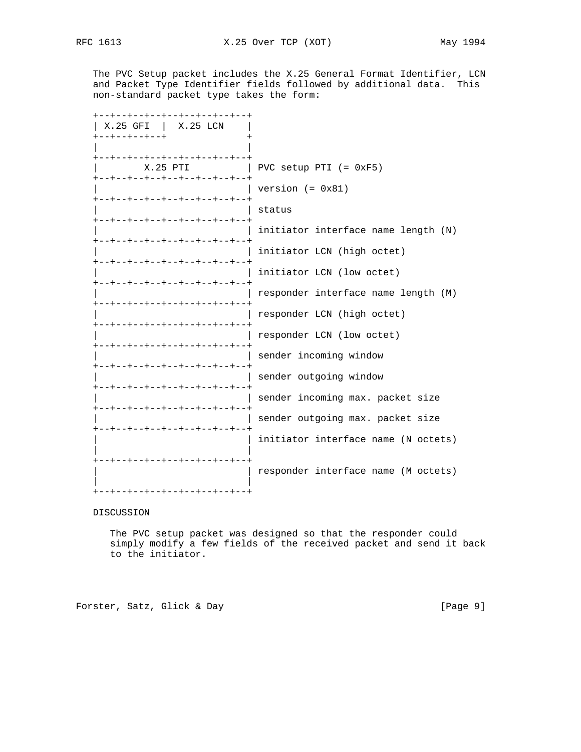The PVC Setup packet includes the X.25 General Format Identifier, LCN and Packet Type Identifier fields followed by additional data. This non-standard packet type takes the form:

```
+--+--+--+--+--+--+--+--+
| X.25 GFI  |  X.25 LCN   |
+--+--+--+--+             +
|                         |
+--+--+--+--+--+--+--+--+
|        X.25 PTI         | PVC setup PTI (= 0xF5)
+--+--+--+--+--+--+--+--+
|                         | version (= 0x81)
+--+--+--+--+--+--+--+--+
|                         | status
+--+--+--+--+--+--+--+--+
|                         | initiator interface name length (N)
+--+--+--+--+--+--+--+--+
|                         | initiator LCN (high octet)
+--+--+--+--+--+--+--+--+
|                         | initiator LCN (low octet)
+--+--+--+--+--+--+--+--+
|                         | responder interface name length (M)
+--+--+--+--+--+--+--+--+
|                         | responder LCN (high octet)
+--+--+--+--+--+--+--+--+
|                         | responder LCN (low octet)
+--+--+--+--+--+--+--+--+
|                         | sender incoming window
+--+--+--+--+--+--+--+--+
|                         | sender outgoing window
+--+--+--+--+--+--+--+--+
|                         | sender incoming max. packet size
+--+--+--+--+--+--+--+--+
|                         | sender outgoing max. packet size
+--+--+--+--+--+--+--+--+
|                         | initiator interface name (N octets)
|                         |
+--+--+--+--+--+--+--+--+
|                         | responder interface name (M octets)
|                         |
+--+--+--+--+--+--+--+--+
```

DISCUSSION

The PVC setup packet was designed so that the responder could simply modify a few fields of the received packet and send it back to the initiator.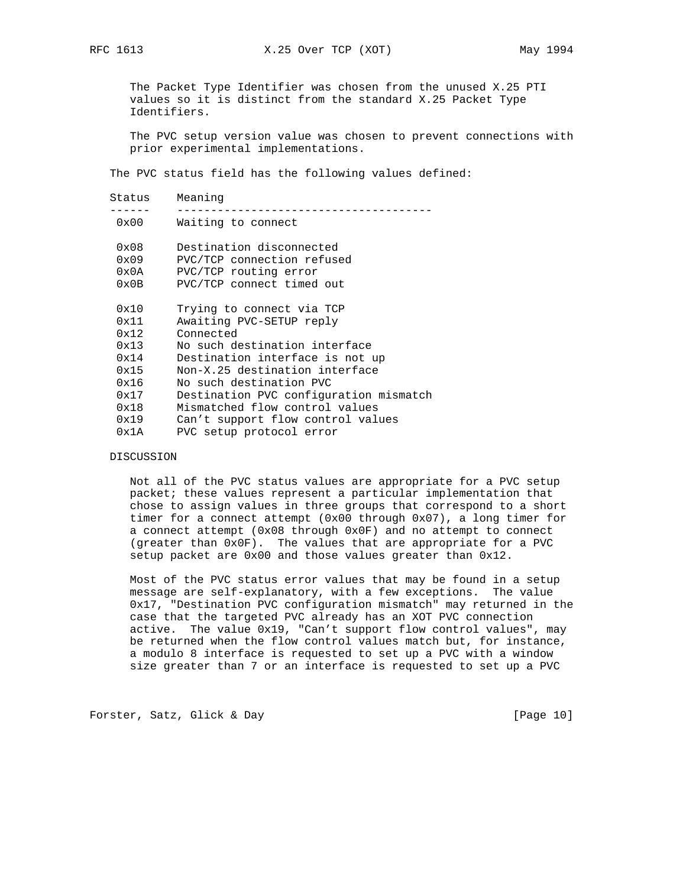The Packet Type Identifier was chosen from the unused X.25 PTI values so it is distinct from the standard X.25 Packet Type Identifiers.

The PVC setup version value was chosen to prevent connections with prior experimental implementations.

The PVC status field has the following values defined:

| Status | Meaning |
|---|---|
| 0x00 | Waiting to connect |
| 0x08 | Destination disconnected |
| 0x09 | PVC/TCP connection refused |
| 0x0A | PVC/TCP routing error |
| 0x0B | PVC/TCP connect timed out |
| 0x10 | Trying to connect via TCP |
| 0x11 | Awaiting PVC-SETUP reply |
| 0x12 | Connected |
| 0x13 | No such destination interface |
| 0x14 | Destination interface is not up |
| 0x15 | Non-X.25 destination interface |
| 0x16 | No such destination PVC |
| 0x17 | Destination PVC configuration mismatch |
| 0x18 | Mismatched flow control values |
| 0x19 | Can't support flow control values |
| 0x1A | PVC setup protocol error |

DISCUSSION

Not all of the PVC status values are appropriate for a PVC setup packet; these values represent a particular implementation that chose to assign values in three groups that correspond to a short timer for a connect attempt (0x00 through 0x07), a long timer for a connect attempt (0x08 through 0x0F) and no attempt to connect (greater than 0x0F). The values that are appropriate for a PVC setup packet are 0x00 and those values greater than 0x12.

Most of the PVC status error values that may be found in a setup message are self-explanatory, with a few exceptions. The value 0x17, "Destination PVC configuration mismatch" may returned in the case that the targeted PVC already has an XOT PVC connection active. The value 0x19, "Can't support flow control values", may be returned when the flow control values match but, for instance, a modulo 8 interface is requested to set up a PVC with a window size greater than 7 or an interface is requested to set up a PVC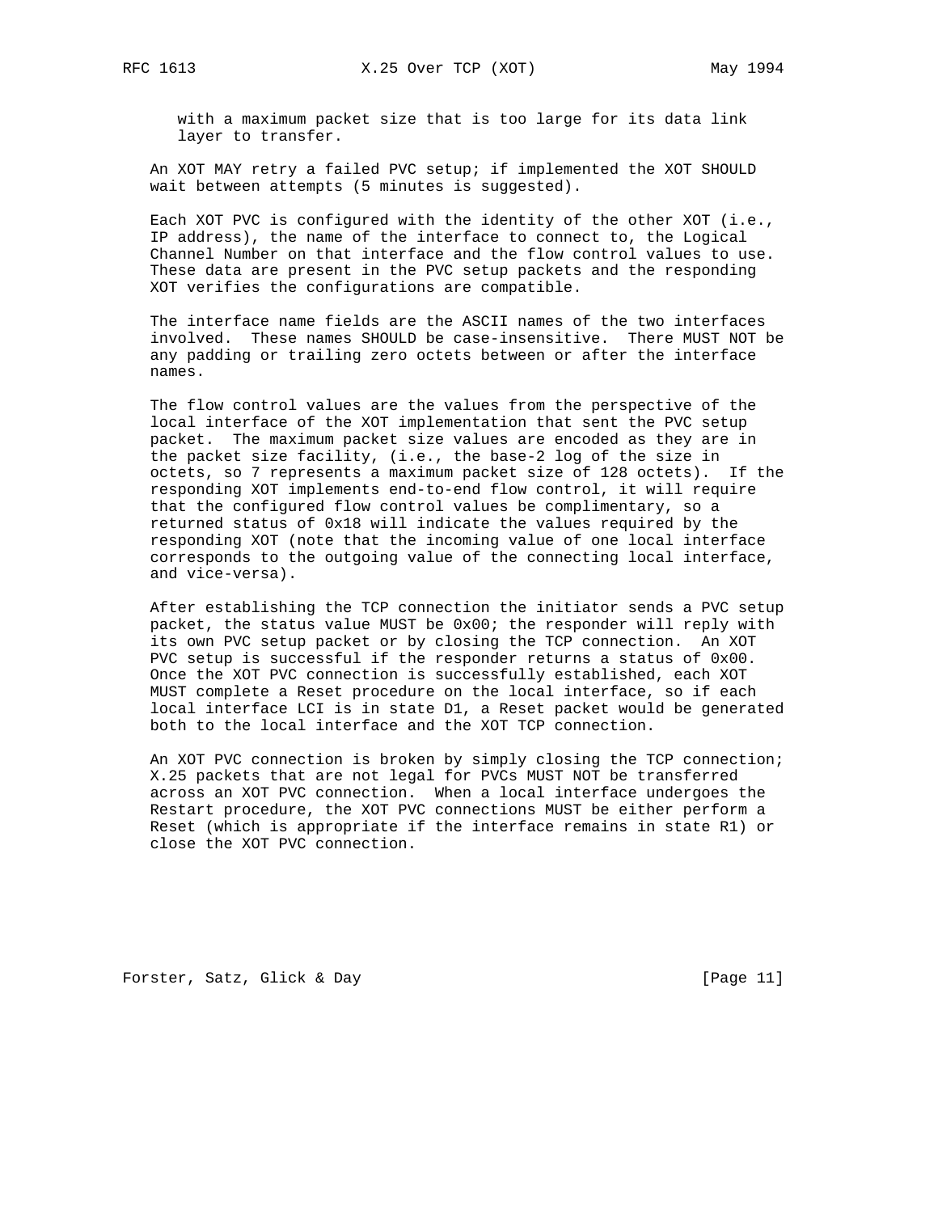with a maximum packet size that is too large for its data link layer to transfer.

An XOT MAY retry a failed PVC setup; if implemented the XOT SHOULD wait between attempts (5 minutes is suggested).

Each XOT PVC is configured with the identity of the other XOT (i.e., IP address), the name of the interface to connect to, the Logical Channel Number on that interface and the flow control values to use. These data are present in the PVC setup packets and the responding XOT verifies the configurations are compatible.

The interface name fields are the ASCII names of the two interfaces involved. These names SHOULD be case-insensitive. There MUST NOT be any padding or trailing zero octets between or after the interface names.

The flow control values are the values from the perspective of the local interface of the XOT implementation that sent the PVC setup packet. The maximum packet size values are encoded as they are in the packet size facility, (i.e., the base-2 log of the size in octets, so 7 represents a maximum packet size of 128 octets). If the responding XOT implements end-to-end flow control, it will require that the configured flow control values be complimentary, so a returned status of 0x18 will indicate the values required by the responding XOT (note that the incoming value of one local interface corresponds to the outgoing value of the connecting local interface, and vice-versa).

After establishing the TCP connection the initiator sends a PVC setup packet, the status value MUST be 0x00; the responder will reply with its own PVC setup packet or by closing the TCP connection. An XOT PVC setup is successful if the responder returns a status of 0x00. Once the XOT PVC connection is successfully established, each XOT MUST complete a Reset procedure on the local interface, so if each local interface LCI is in state D1, a Reset packet would be generated both to the local interface and the XOT TCP connection.

An XOT PVC connection is broken by simply closing the TCP connection; X.25 packets that are not legal for PVCs MUST NOT be transferred across an XOT PVC connection. When a local interface undergoes the Restart procedure, the XOT PVC connections MUST be either perform a Reset (which is appropriate if the interface remains in state R1) or close the XOT PVC connection.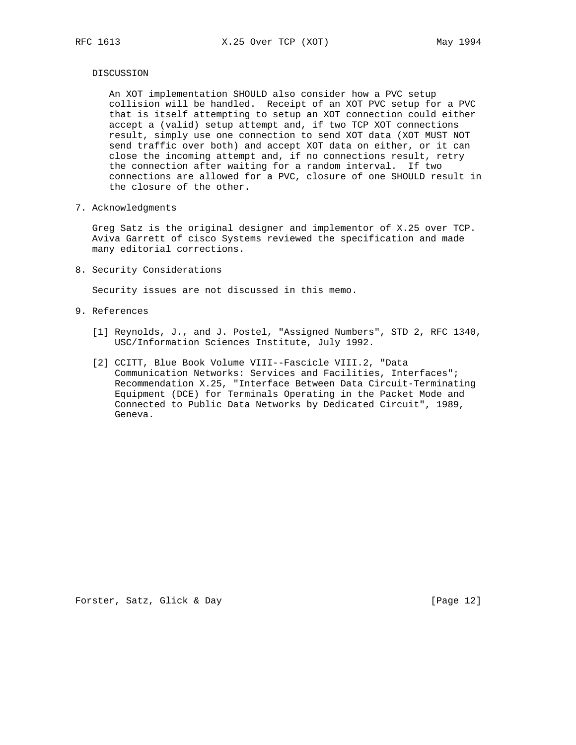DISCUSSION

An XOT implementation SHOULD also consider how a PVC setup collision will be handled. Receipt of an XOT PVC setup for a PVC that is itself attempting to setup an XOT connection could either accept a (valid) setup attempt and, if two TCP XOT connections result, simply use one connection to send XOT data (XOT MUST NOT send traffic over both) and accept XOT data on either, or it can close the incoming attempt and, if no connections result, retry the connection after waiting for a random interval. If two connections are allowed for a PVC, closure of one SHOULD result in the closure of the other.

## 7. Acknowledgments

Greg Satz is the original designer and implementor of X.25 over TCP. Aviva Garrett of cisco Systems reviewed the specification and made many editorial corrections.

## 8. Security Considerations

Security issues are not discussed in this memo.

## 9. References

[1] Reynolds, J., and J. Postel, "Assigned Numbers", STD 2, RFC 1340, USC/Information Sciences Institute, July 1992.

[2] CCITT, Blue Book Volume VIII--Fascicle VIII.2, "Data Communication Networks: Services and Facilities, Interfaces"; Recommendation X.25, "Interface Between Data Circuit-Terminating Equipment (DCE) for Terminals Operating in the Packet Mode and Connected to Public Data Networks by Dedicated Circuit", 1989, Geneva.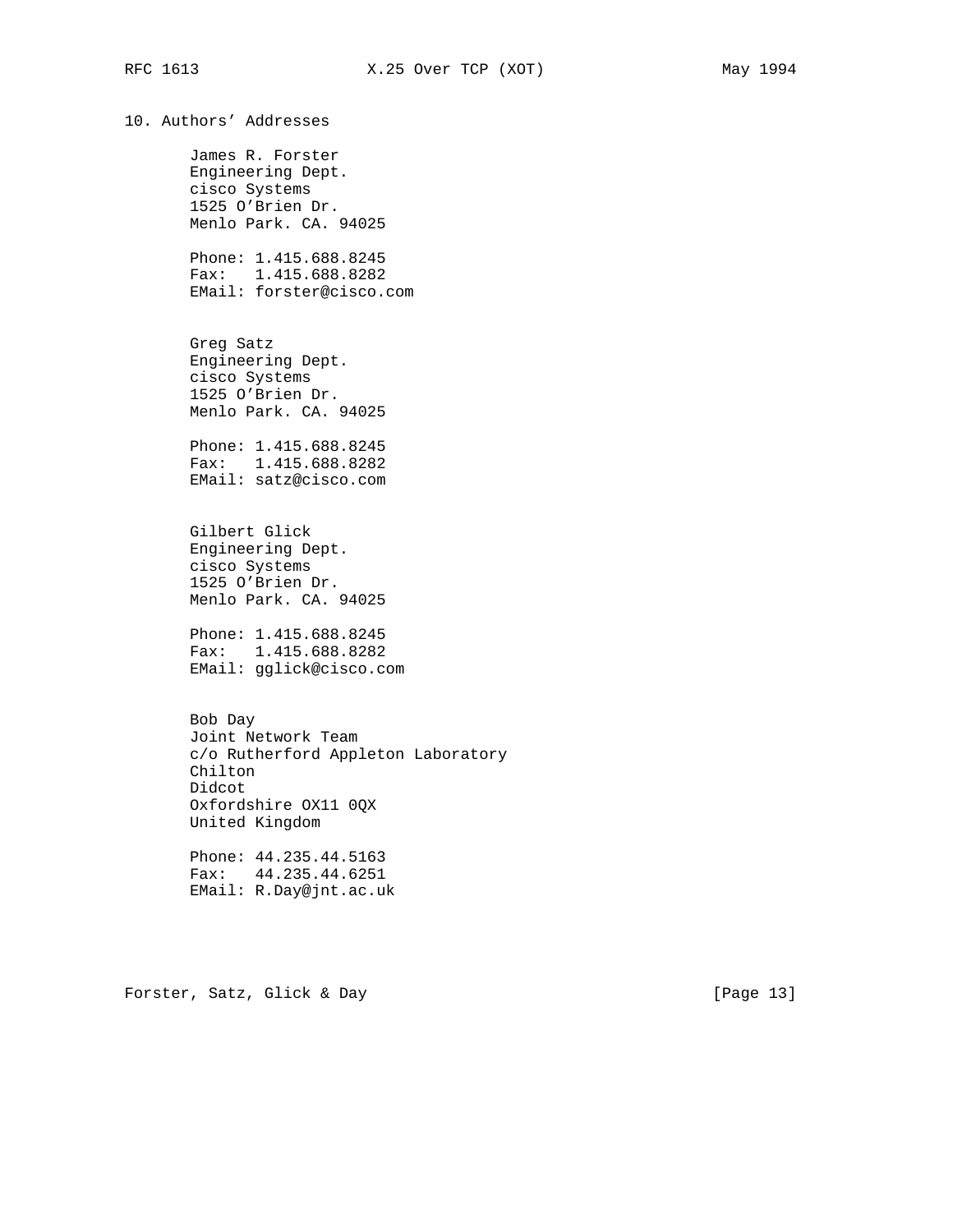## 10. Authors' Addresses

James R. Forster
Engineering Dept.
cisco Systems
1525 O'Brien Dr.
Menlo Park. CA. 94025

Phone: 1.415.688.8245
Fax: 1.415.688.8282
EMail: forster@cisco.com

Greg Satz
Engineering Dept.
cisco Systems
1525 O'Brien Dr.
Menlo Park. CA. 94025

Phone: 1.415.688.8245
Fax: 1.415.688.8282
EMail: satz@cisco.com

Gilbert Glick
Engineering Dept.
cisco Systems
1525 O'Brien Dr.
Menlo Park. CA. 94025

Phone: 1.415.688.8245
Fax: 1.415.688.8282
EMail: gglick@cisco.com

Bob Day
Joint Network Team
c/o Rutherford Appleton Laboratory
Chilton
Didcot
Oxfordshire OX11 0QX
United Kingdom

Phone: 44.235.44.5163
Fax: 44.235.44.6251
EMail: R.Day@jnt.ac.uk